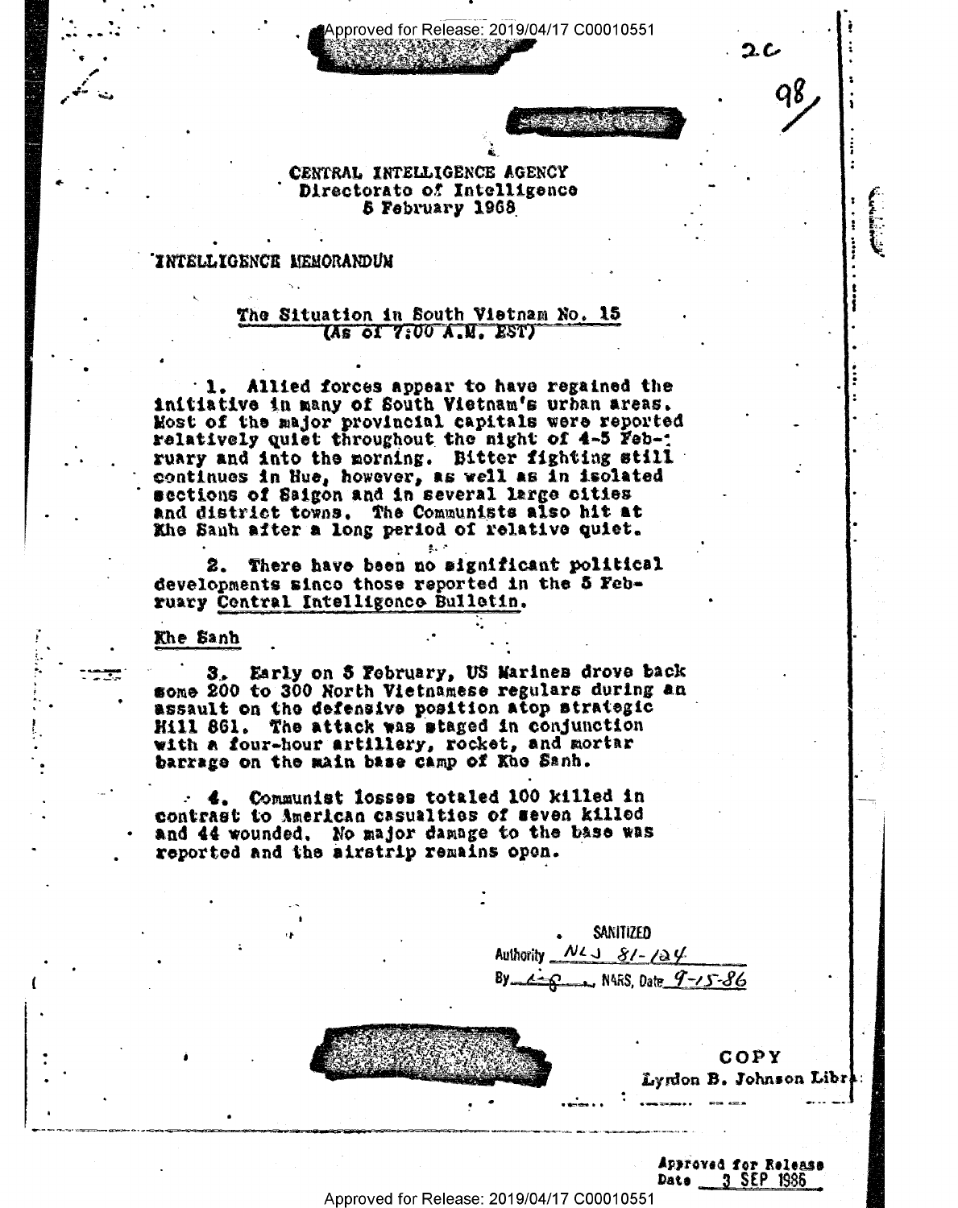CENTRAL INTELLIGENCE AGENCY
Directorate of Intelligence
5 February 1968

INTELLIGENCE MEMORANDUM

## The Situation in South Vietnam No. 15
(As of 7:00 A.M. EST)

1. Allied forces appear to have regained the initiative in many of South Vietnam's urban areas. Most of the major provincial capitals were reported relatively quiet throughout the night of 4-5 February and into the morning. Bitter fighting still continues in Hue, however, as well as in isolated sections of Saigon and in several large cities and district towns. The Communists also hit at Khe Sanh after a long period of relative quiet.

2. There have been no significant political developments since those reported in the 5 February Central Intelligence Bulletin.

### Khe Sanh

3. Early on 5 February, US Marines drove back some 200 to 300 North Vietnamese regulars during an assault on the defensive position atop strategic Hill 861. The attack was staged in conjunction with a four-hour artillery, rocket, and mortar barrage on the main base camp of Khe Sanh.

4. Communist losses totaled 100 killed in contrast to American casualties of seven killed and 44 wounded. No major damage to the base was reported and the airstrip remains open.

SANITIZED
Authority NLJ 81-124
By ___, NARS, Date 9-15-86

COPY
Lyndon B. Johnson Library

Approved for Release
Date 3 SEP 1986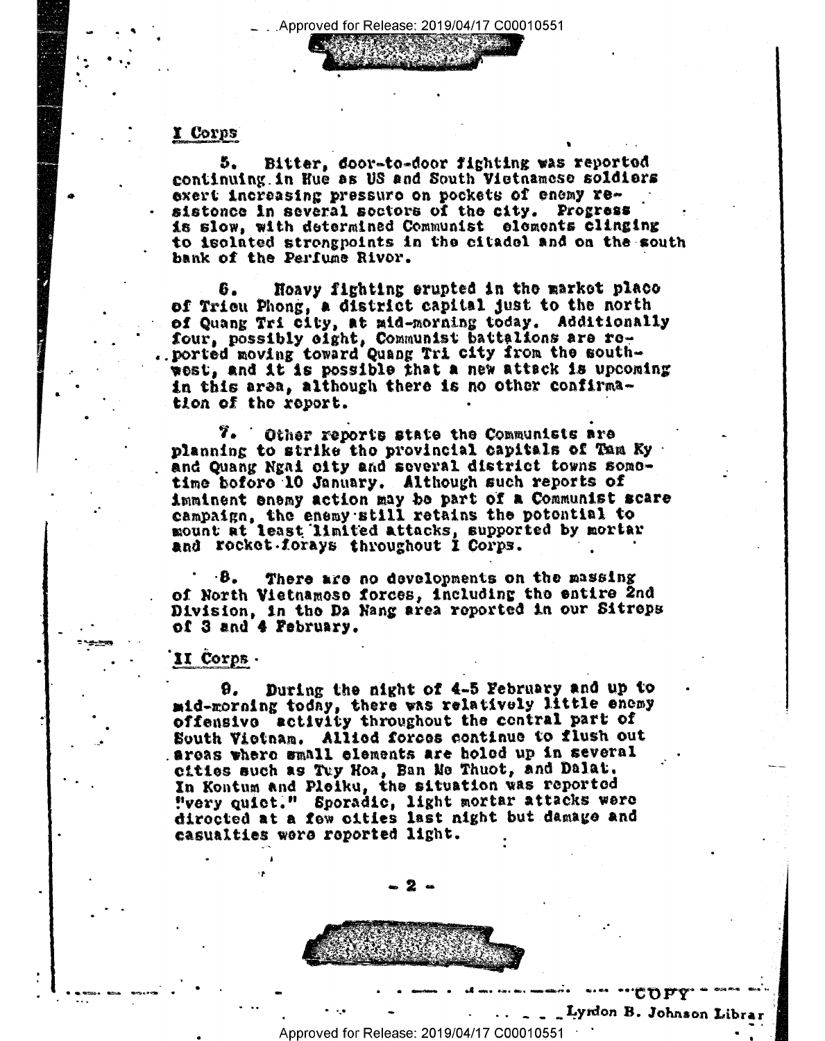## I Corps

5. Bitter, door-to-door fighting was reported continuing in Hue as US and South Vietnamese soldiers exert increasing pressure on pockets of enemy resistance in several sectors of the city. Progress is slow, with determined Communist elements clinging to isolated strongpoints in the citadel and on the south bank of the Perfume River.

6. Heavy fighting erupted in the market place of Trieu Phong, a district capital just to the north of Quang Tri city, at mid-morning today. Additionally four, possibly eight, Communist battalions are reported moving toward Quang Tri city from the southwest, and it is possible that a new attack is upcoming in this area, although there is no other confirmation of the report.

7. Other reports state the Communists are planning to strike the provincial capitals of Tam Ky and Quang Ngai city and several district towns sometime before 10 January. Although such reports of imminent enemy action may be part of a Communist scare campaign, the enemy still retains the potential to mount at least limited attacks, supported by mortar and rocket forays throughout I Corps.

8. There are no developments on the massing of North Vietnamese forces, including the entire 2nd Division, in the Da Nang area reported in our Sitreps of 3 and 4 February.

## II Corps

9. During the night of 4-5 February and up to mid-morning today, there was relatively little enemy offensive activity throughout the central part of South Vietnam. Allied forces continue to flush out areas where small elements are holed up in several cities such as Tuy Hoa, Ban Me Thuot, and Dalat. In Kontum and Pleiku, the situation was reported "very quiet." Sporadic, light mortar attacks were directed at a few cities last night but damage and casualties were reported light.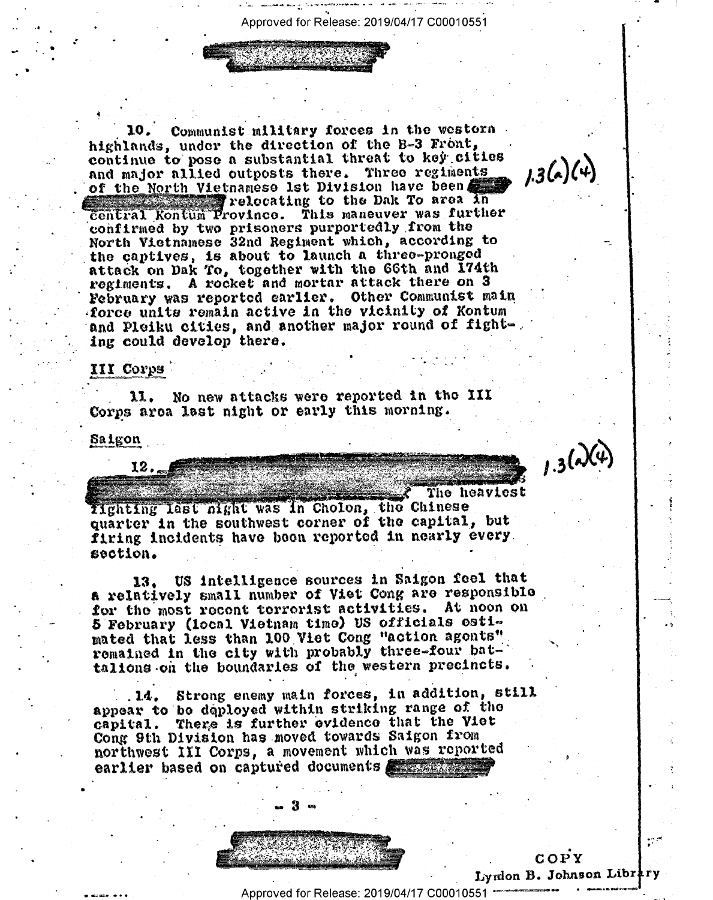10. Communist military forces in the western highlands, under the direction of the B-3 Front, continue to pose a substantial threat to key cities and major allied outposts there. Three regiments of the North Vietnamese 1st Division have been [redacted] relocating to the Dak To area in central Kontum Province. This maneuver was further confirmed by two prisoners purportedly from the North Vietnamese 32nd Regiment which, according to the captives, is about to launch a three-pronged attack on Dak To, together with the 66th and 174th regiments. A rocket and mortar attack there on 3 February was reported earlier. Other Communist main force units remain active in the vicinity of Kontum and Pleiku cities, and another major round of fighting could develop there.

1.3(a)(4)

## III Corps

11. No new attacks were reported in the III Corps area last night or early this morning.

## Saigon

12. [redacted] The heaviest fighting last night was in Cholon, the Chinese quarter in the southwest corner of the capital, but firing incidents have been reported in nearly every section.

1.3(a)(4)

13. US intelligence sources in Saigon feel that a relatively small number of Viet Cong are responsible for the most recent terrorist activities. At noon on 5 February (local Vietnam time) US officials estimated that less than 100 Viet Cong "action agents" remained in the city with probably three-four battalions on the boundaries of the western precincts.

14. Strong enemy main forces, in addition, still appear to be deployed within striking range of the capital. There is further evidence that the Viet Cong 9th Division has moved towards Saigon from northwest III Corps, a movement which was reported earlier based on captured documents [redacted]

COPY
Lyndon B. Johnson Library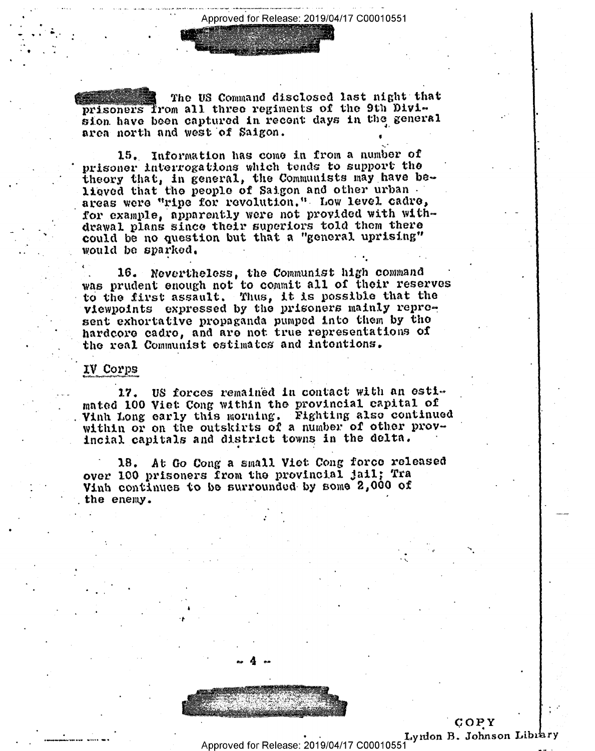The US Command disclosed last night that prisoners from all three regiments of the 9th Division have been captured in recent days in the general area north and west of Saigon.

15. Information has come in from a number of prisoner interrogations which tends to support the theory that, in general, the Communists may have believed that the people of Saigon and other urban areas were "ripe for revolution." Low level cadre, for example, apparently were not provided with withdrawal plans since their superiors told them there could be no question but that a "general uprising" would be sparked.

16. Nevertheless, the Communist high command was prudent enough not to commit all of their reserves to the first assault. Thus, it is possible that the viewpoints expressed by the prisoners mainly represent exhortative propaganda pumped into them by the hardcore cadro, and are not true representations of the real Communist estimates and intentions.

IV Corps

17. US forces remained in contact with an estimated 100 Viet Cong within the provincial capital of Vinh Long early this morning. Fighting also continued within or on the outskirts of a number of other provincial capitals and district towns in the delta.

18. At Go Cong a small Viet Cong force released over 100 prisoners from the provincial jail; Tra Vinh continues to be surrounded by some 2,000 of the enemy.

COPY
Lyndon B. Johnson Library